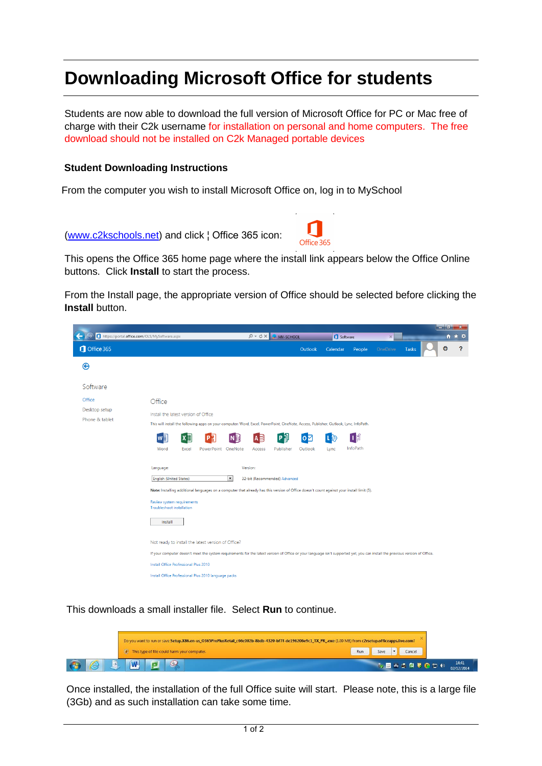# Downloading Microsoft Office for students

Students are now able to download the full version of Microsoft Office for PC or Mac free of charge with their C2k username for installation on personal and home computers. The free download should not be installed on C2k Managed portable devices

### Student Downloading Instructions

From the computer you wish to install Microsoft Office on, log in to MySchool

([www.c2kschools.net](http://www.c2kschools.net)) and click ¦ Office 365 icon:

This opens the Office 365 home page where the install link appears below the Office Online buttons. Click **Install** to start the process.

From the Install page, the appropriate version of Office should be selected before clicking the **Install** button.

This downloads a small installer file. Select **Run** to continue.

Once installed, the installation of the full Office suite will start. Please note, this is a large file (3Gb) and as such installation can take some time.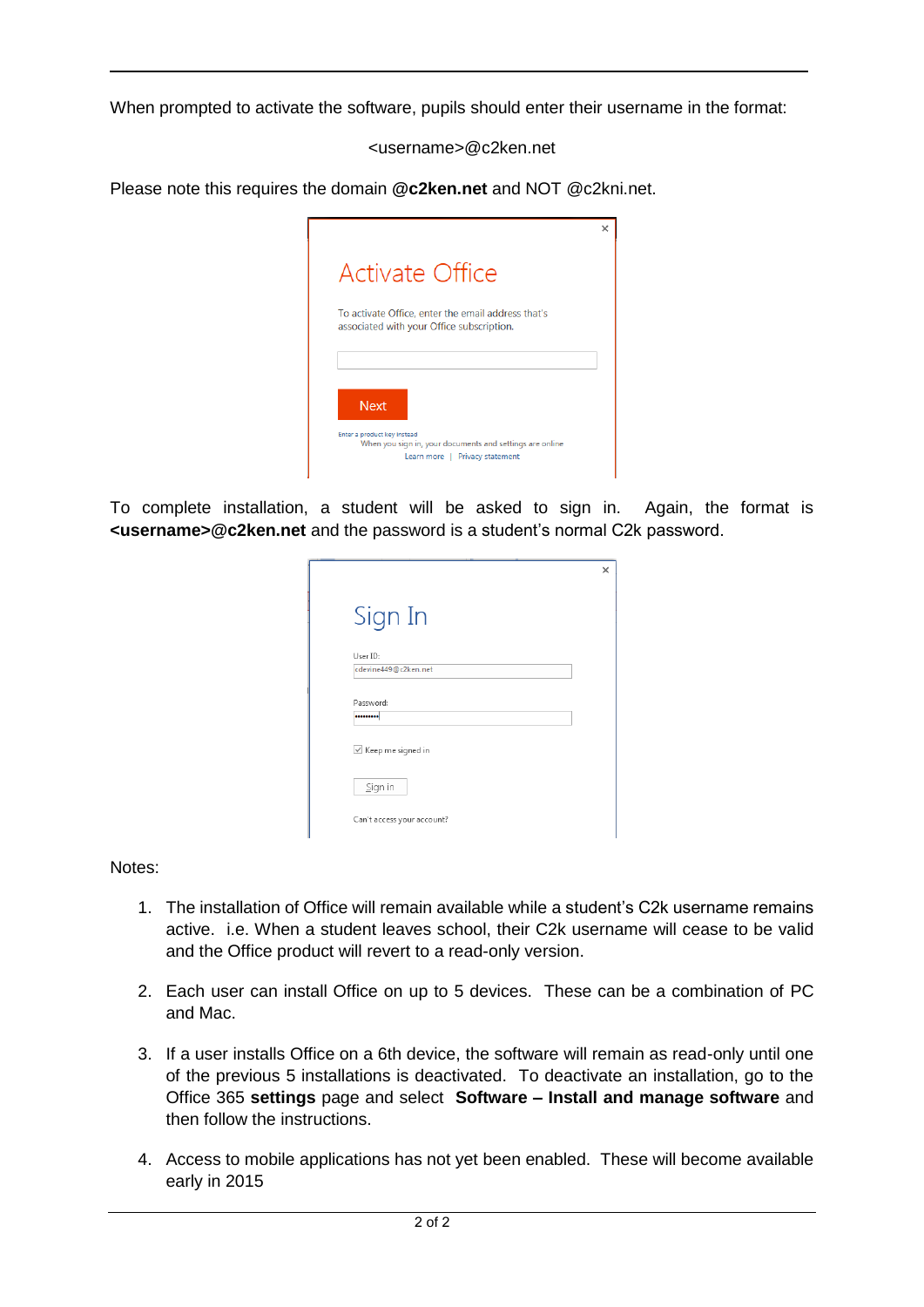When prompted to activate the software, pupils should enter their username in the format:

<username>@c2ken.net

Please note this requires the domain **@c2ken.net** and NOT @c2kni.net.

Activate Office

To activate Office, enter the email address that's associated with your Office subscription.

Next

Enter a product key instead

When you sign in, your documents and settings are online

Learn more | Privacy statement

To complete installation, a student will be asked to sign in. Again, the format is **<username>@c2ken.net** and the password is a student's normal C2k password.

Sign In

User ID:

cdevine449@c2ken.net

Password:

Keep me signed in

Sign in

Can't access your account?

Notes:

1. The installation of Office will remain available while a student's C2k username remains active. i.e. When a student leaves school, their C2k username will cease to be valid and the Office product will revert to a read-only version.

2. Each user can install Office on up to 5 devices. These can be a combination of PC and Mac.

3. If a user installs Office on a 6th device, the software will remain as read-only until one of the previous 5 installations is deactivated. To deactivate an installation, go to the Office 365 **settings** page and select **Software – Install and manage software** and then follow the instructions.

4. Access to mobile applications has not yet been enabled. These will become available early in 2015